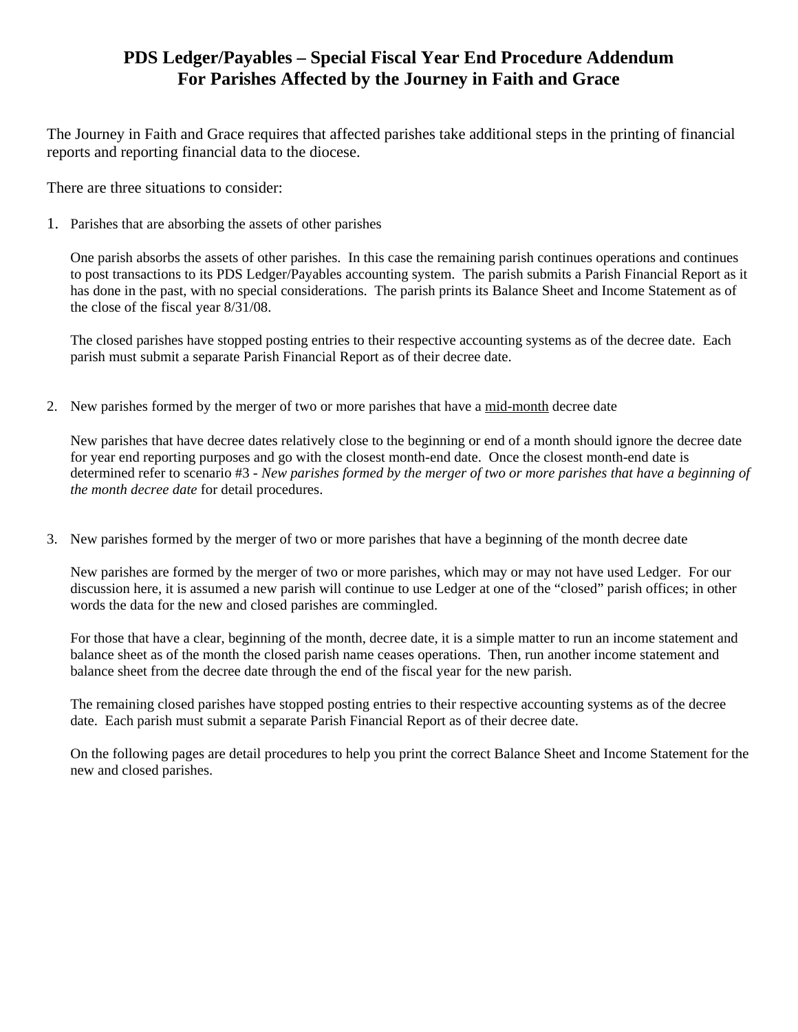# PDS Ledger/Payables – Special Fiscal Year End Procedure Addendum For Parishes Affected by the Journey in Faith and Grace

The Journey in Faith and Grace requires that affected parishes take additional steps in the printing of financial reports and reporting financial data to the diocese.

There are three situations to consider:

1. Parishes that are absorbing the assets of other parishes

   One parish absorbs the assets of other parishes. In this case the remaining parish continues operations and continues to post transactions to its PDS Ledger/Payables accounting system. The parish submits a Parish Financial Report as it has done in the past, with no special considerations. The parish prints its Balance Sheet and Income Statement as of the close of the fiscal year 8/31/08.

   The closed parishes have stopped posting entries to their respective accounting systems as of the decree date. Each parish must submit a separate Parish Financial Report as of their decree date.

2. New parishes formed by the merger of two or more parishes that have a <u>mid-month</u> decree date

   New parishes that have decree dates relatively close to the beginning or end of a month should ignore the decree date for year end reporting purposes and go with the closest month-end date. Once the closest month-end date is determined refer to scenario #3 - *New parishes formed by the merger of two or more parishes that have a beginning of the month decree date* for detail procedures.

3. New parishes formed by the merger of two or more parishes that have a beginning of the month decree date

   New parishes are formed by the merger of two or more parishes, which may or may not have used Ledger. For our discussion here, it is assumed a new parish will continue to use Ledger at one of the "closed" parish offices; in other words the data for the new and closed parishes are commingled.

   For those that have a clear, beginning of the month, decree date, it is a simple matter to run an income statement and balance sheet as of the month the closed parish name ceases operations. Then, run another income statement and balance sheet from the decree date through the end of the fiscal year for the new parish.

   The remaining closed parishes have stopped posting entries to their respective accounting systems as of the decree date. Each parish must submit a separate Parish Financial Report as of their decree date.

   On the following pages are detail procedures to help you print the correct Balance Sheet and Income Statement for the new and closed parishes.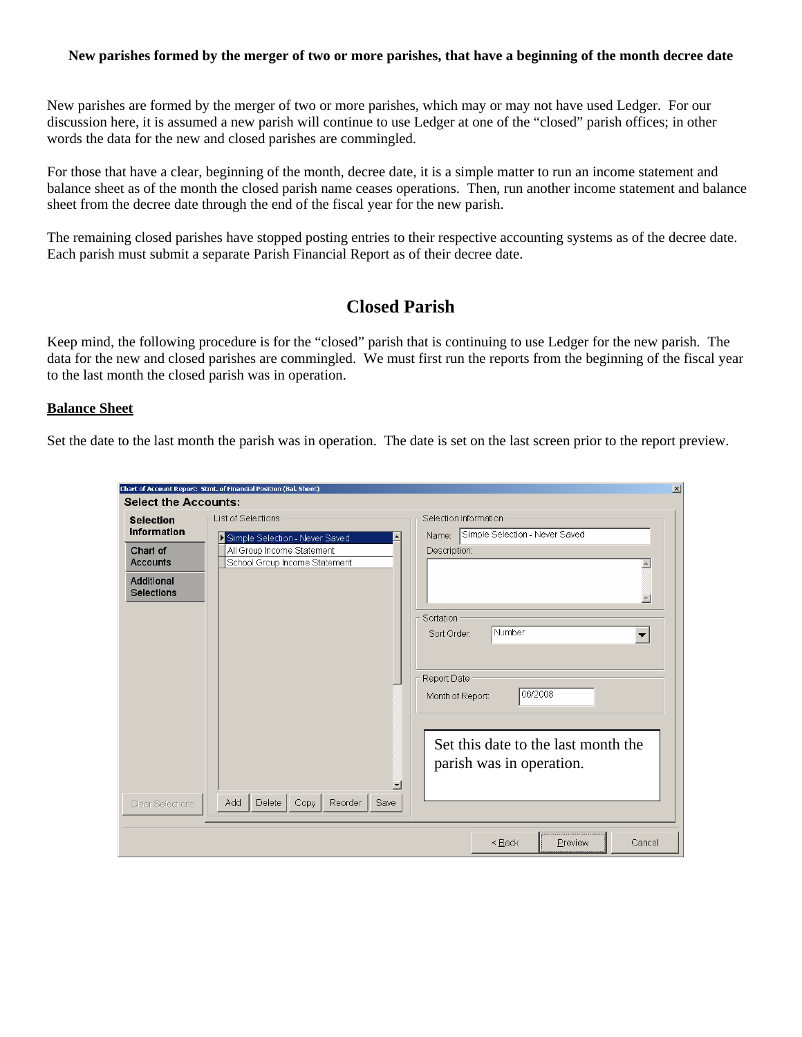**New parishes formed by the merger of two or more parishes, that have a beginning of the month decree date**

New parishes are formed by the merger of two or more parishes, which may or may not have used Ledger. For our discussion here, it is assumed a new parish will continue to use Ledger at one of the "closed" parish offices; in other words the data for the new and closed parishes are commingled.

For those that have a clear, beginning of the month, decree date, it is a simple matter to run an income statement and balance sheet as of the month the closed parish name ceases operations. Then, run another income statement and balance sheet from the decree date through the end of the fiscal year for the new parish.

The remaining closed parishes have stopped posting entries to their respective accounting systems as of the decree date. Each parish must submit a separate Parish Financial Report as of their decree date.

## Closed Parish

Keep mind, the following procedure is for the "closed" parish that is continuing to use Ledger for the new parish. The data for the new and closed parishes are commingled. We must first run the reports from the beginning of the fiscal year to the last month the closed parish was in operation.

**Balance Sheet**

Set the date to the last month the parish was in operation. The date is set on the last screen prior to the report preview.

Chart of Account Report: Stmt. of Financial Position (Bal. Sheet)

Select the Accounts:

Selection Information | Chart of Accounts | Additional Selections

List of Selections: Simple Selection - Never Saved; All Group Income Statement; School Group Income Statement

Selection Information — Name: Simple Selection - Never Saved; Description:

Sortation — Sort Order: Number

Report Date — Month of Report: 06/2008

Set this date to the last month the parish was in operation.

Clear Selections | Add | Delete | Copy | Reorder | Save | < Back | Preview | Cancel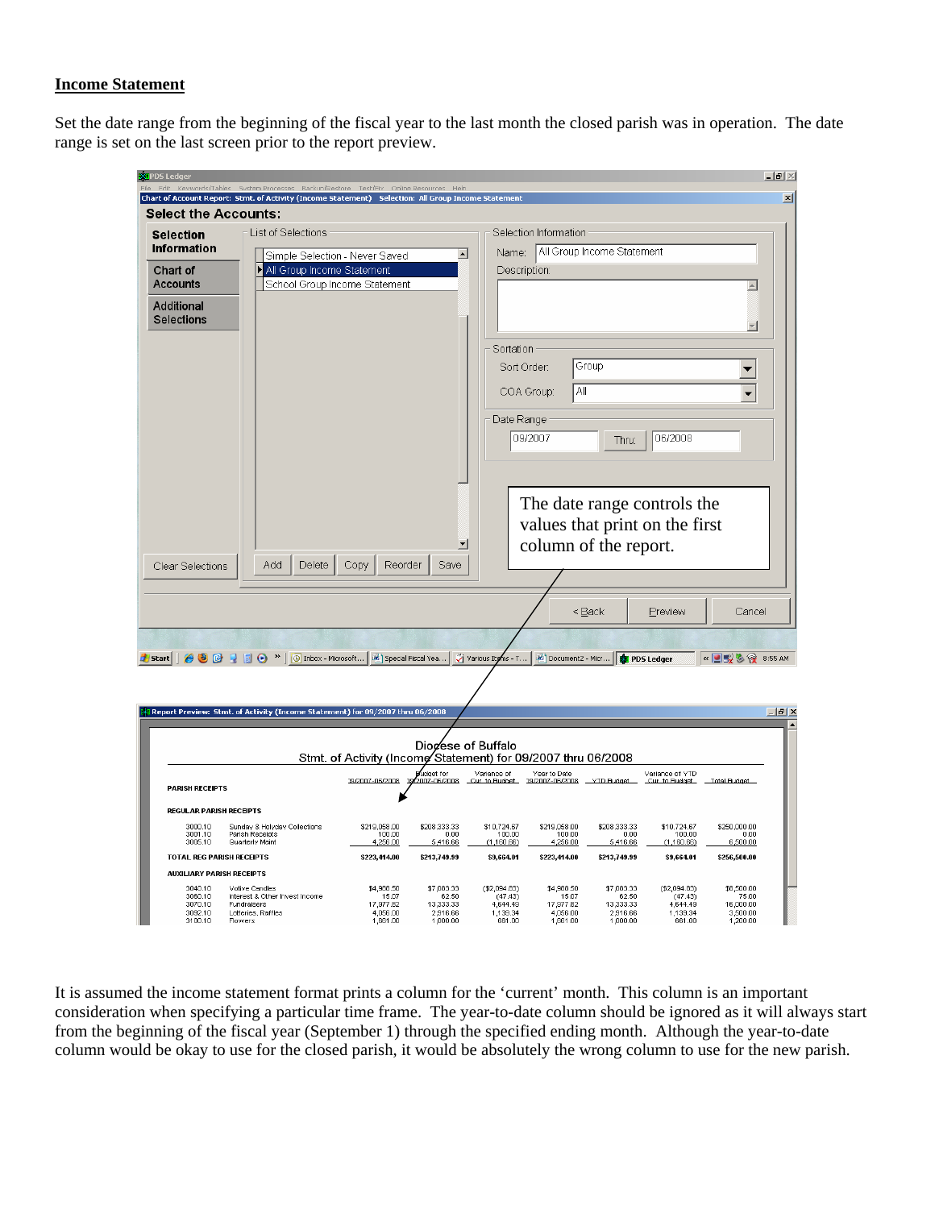## Income Statement

Set the date range from the beginning of the fiscal year to the last month the closed parish was in operation. The date range is set on the last screen prior to the report preview.

PDS Ledger

Chart of Account Report: Stmt. of Activity (Income Statement) Selection: All Group Income Statement

**Select the Accounts:**

Selection Information | Chart of Accounts | Additional Selections

List of Selections:
- Simple Selection - Never Saved
- All Group Income Statement
- School Group Income Statement

Selection Information
- Name: All Group Income Statement
- Description:

Sortation
- Sort Order: Group
- COA Group: All

Date Range: 09/2007 Thru 06/2008

The date range controls the values that print on the first column of the report.

Clear Selections | Add | Delete | Copy | Reorder | Save

< Back | Preview | Cancel

Report Preview: Stmt. of Activity (Income Statement) for 09/2007 thru 06/2008

Diocese of Buffalo
Stmt. of Activity (Income Statement) for 09/2007 thru 06/2008

| | | 09/2007-06/2008 | Budget for 09/2007-06/2008 | Variance of Cur. to Budget | Year to Date 09/2007-06/2008 | YTD Budget | Variance of YTD Cur. to Budget | Total Budget |
|---|---|---|---|---|---|---|---|---|
| **PARISH RECEIPTS** | | | | | | | | |
| **REGULAR PARISH RECEIPTS** | | | | | | | | |
| 3000.10 | Sunday & Holyday Collections | $219,058.00 | $208,333.33 | $10,724.67 | $219,058.00 | $208,333.33 | $10,724.67 | $250,000.00 |
| 3001.10 | Parish Receipts | 100.00 | 0.00 | 100.00 | 100.00 | 0.00 | 100.00 | 0.00 |
| 3005.10 | Quarterly Maint | 4,256.00 | 5,416.66 | (1,160.66) | 4,256.00 | 5,416.66 | (1,160.66) | 6,500.00 |
| **TOTAL REG PARISH RECEIPTS** | | **$223,414.00** | **$213,749.99** | **$9,664.01** | **$223,414.00** | **$213,749.99** | **$9,664.01** | **$256,500.00** |
| **AUXILIARY PARISH RECEIPTS** | | | | | | | | |
| 3040.10 | Votive Candles | $4,988.50 | $7,083.33 | ($2,094.83) | $4,988.50 | $7,083.33 | ($2,094.83) | $8,500.00 |
| 3060.10 | Interest & Other Invest Income | 15.07 | 62.50 | (47.43) | 15.07 | 62.50 | (47.43) | 75.00 |
| 3070.10 | Fundraisers | 17,977.82 | 13,333.33 | 4,644.49 | 17,977.82 | 13,333.33 | 4,644.49 | 16,000.00 |
| 3092.10 | Lotteries, Raffles | 4,056.00 | 2,916.66 | 1,139.34 | 4,056.00 | 2,916.66 | 1,139.34 | 3,500.00 |
| 3100.10 | Flowers | 1,661.00 | 1,000.00 | 661.00 | 1,661.00 | 1,000.00 | 661.00 | 1,200.00 |

It is assumed the income statement format prints a column for the 'current' month. This column is an important consideration when specifying a particular time frame. The year-to-date column should be ignored as it will always start from the beginning of the fiscal year (September 1) through the specified ending month. Although the year-to-date column would be okay to use for the closed parish, it would be absolutely the wrong column to use for the new parish.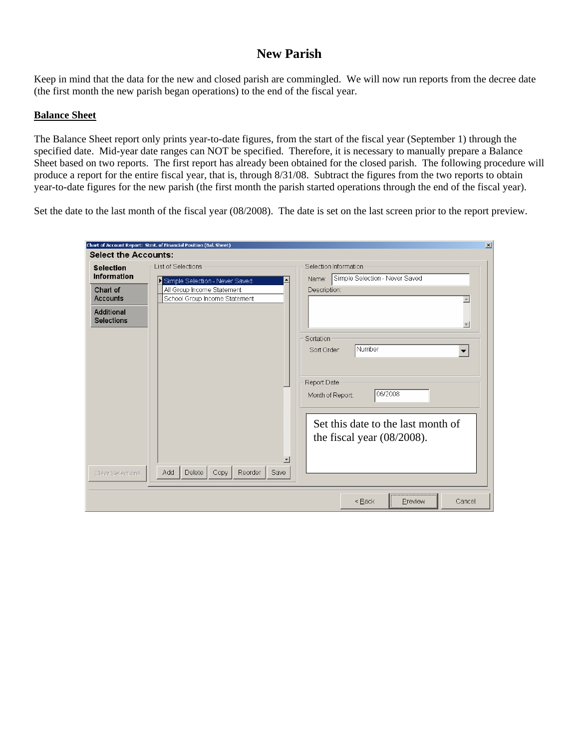# New Parish

Keep in mind that the data for the new and closed parish are commingled. We will now run reports from the decree date (the first month the new parish began operations) to the end of the fiscal year.

**Balance Sheet**

The Balance Sheet report only prints year-to-date figures, from the start of the fiscal year (September 1) through the specified date. Mid-year date ranges can NOT be specified. Therefore, it is necessary to manually prepare a Balance Sheet based on two reports. The first report has already been obtained for the closed parish. The following procedure will produce a report for the entire fiscal year, that is, through 8/31/08. Subtract the figures from the two reports to obtain year-to-date figures for the new parish (the first month the parish started operations through the end of the fiscal year).

Set the date to the last month of the fiscal year (08/2008). The date is set on the last screen prior to the report preview.

Chart of Account Report: Stmt. of Financial Position (Bal. Sheet)

Select the Accounts:

Selection Information | Chart of Accounts | Additional Selections

List of Selections:
- Simple Selection - Never Saved
- All Group Income Statement
- School Group Income Statement

Selection Information
Name: Simple Selection - Never Saved
Description:

Sortation
Sort Order: Number

Report Date
Month of Report: 06/2008

Set this date to the last month of the fiscal year (08/2008).

Clear Selections | Add | Delete | Copy | Reorder | Save

< Back | Preview | Cancel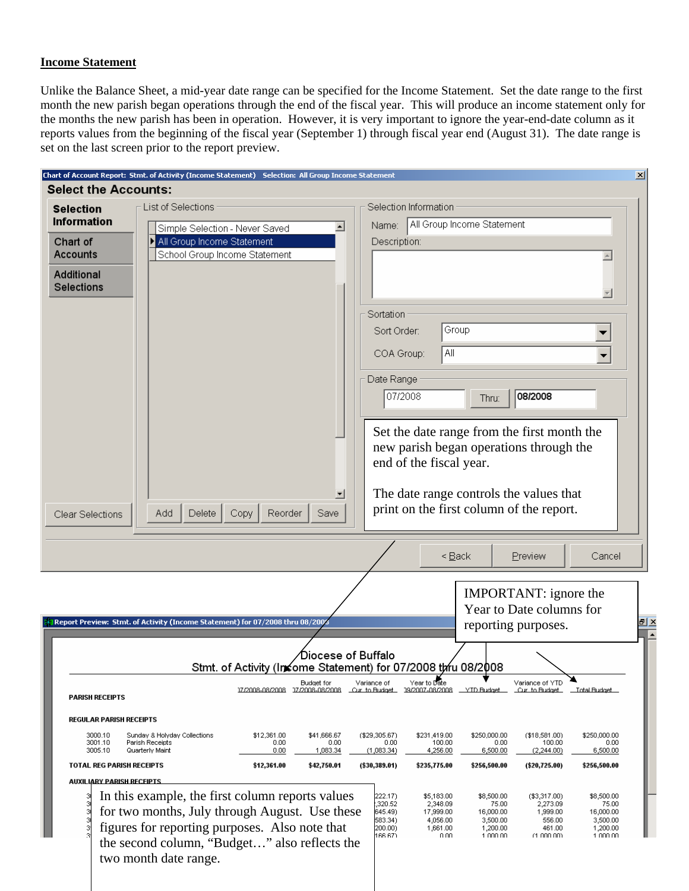**Income Statement**

Unlike the Balance Sheet, a mid-year date range can be specified for the Income Statement. Set the date range to the first month the new parish began operations through the end of the fiscal year. This will produce an income statement only for the months the new parish has been in operation. However, it is very important to ignore the year-end-date column as it reports values from the beginning of the fiscal year (September 1) through fiscal year end (August 31). The date range is set on the last screen prior to the report preview.

Chart of Account Report: Stmt. of Activity (Income Statement) Selection: All Group Income Statement

**Select the Accounts:**

Selection Information | Chart of Accounts | Additional Selections

List of Selections:
- Simple Selection - Never Saved
- All Group Income Statement
- School Group Income Statement

Selection Information — Name: All Group Income Statement; Description:

Sortation — Sort Order: Group; COA Group: All

Date Range: 07/2008 Thru: 08/2008

Clear Selections | Add | Delete | Copy | Reorder | Save | < Back | Preview | Cancel

Set the date range from the first month the new parish began operations through the end of the fiscal year.

The date range controls the values that print on the first column of the report.

IMPORTANT: ignore the Year to Date columns for reporting purposes.

Report Preview: Stmt. of Activity (Income Statement) for 07/2008 thru 08/2008

Diocese of Buffalo
Stmt. of Activity (Income Statement) for 07/2008 thru 08/2008

| | | 07/2008-08/2008 | Budget for 07/2008-08/2008 | Variance of Cur. to Budget | Year to Date 09/2007-08/2008 | YTD Budget | Variance of YTD Cur. to Budget | Total Budget |
|---|---|---|---|---|---|---|---|---|
| **PARISH RECEIPTS** | | | | | | | | |
| **REGULAR PARISH RECEIPTS** | | | | | | | | |
| 3000.10 | Sunday & Holyday Collections | $12,361.00 | $41,666.67 | ($29,305.67) | $231,419.00 | $250,000.00 | ($18,581.00) | $250,000.00 |
| 3001.10 | Parish Receipts | 0.00 | 0.00 | 0.00 | 100.00 | 0.00 | 100.00 | 0.00 |
| 3005.10 | Quarterly Maint | 0.00 | 1,083.34 | (1,083.34) | 4,256.00 | 6,500.00 | (2,244.00) | 6,500.00 |
| **TOTAL REG PARISH RECEIPTS** | | **$12,361.00** | **$42,750.01** | **($30,389.01)** | **$235,775.00** | **$256,500.00** | **($20,725.00)** | **$256,500.00** |
| **AUXILIARY PARISH RECEIPTS** | | | | | | | | |
| 3 | | | | 222.17) | $5,183.00 | $8,500.00 | ($3,317.00) | $8,500.00 |
| 3 | | | | ,320.52 | 2,348.09 | 75.00 | 2,273.09 | 75.00 |
| 3 | | | | 645.49) | 17,999.00 | 16,000.00 | 1,999.00 | 16,000.00 |
| 3 | | | | 583.34) | 4,056.00 | 3,500.00 | 556.00 | 3,500.00 |
| 3 | | | | 200.00) | 1,661.00 | 1,200.00 | 461.00 | 1,200.00 |
| 3 | | | | 166.67) | 0.00 | 1,000.00 | (1,000.00) | 1,000.00 |

In this example, the first column reports values for two months, July through August. Use these figures for reporting purposes. Also note that the second column, "Budget…" also reflects the two month date range.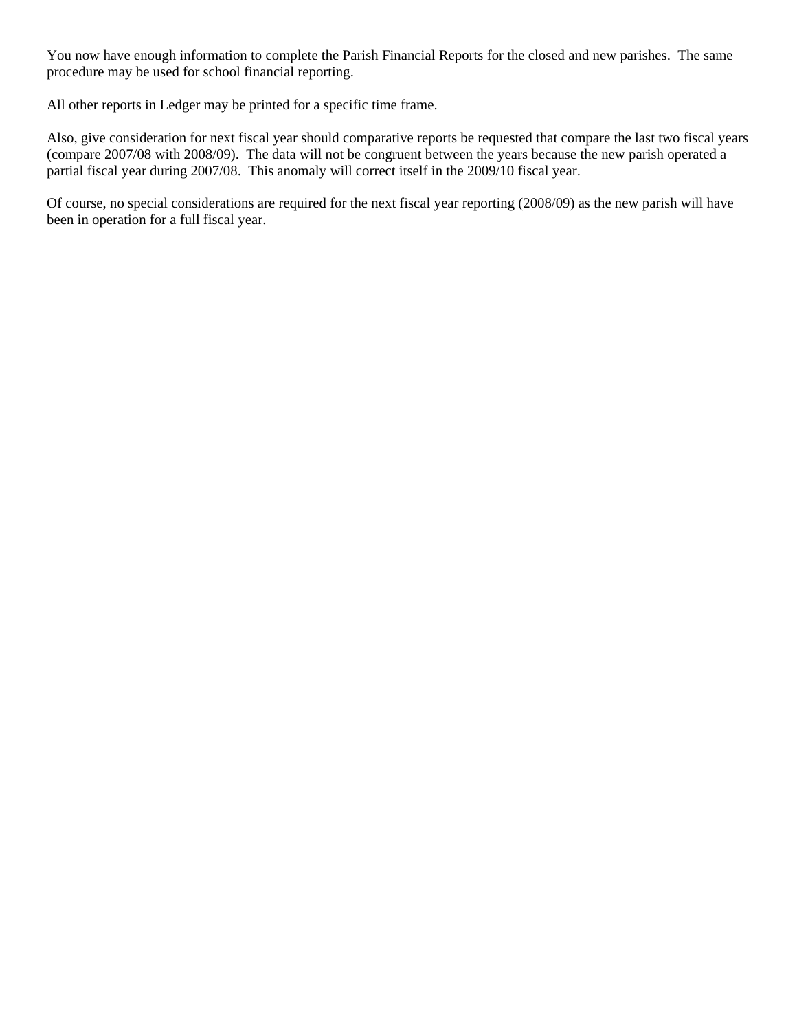You now have enough information to complete the Parish Financial Reports for the closed and new parishes. The same procedure may be used for school financial reporting.

All other reports in Ledger may be printed for a specific time frame.

Also, give consideration for next fiscal year should comparative reports be requested that compare the last two fiscal years (compare 2007/08 with 2008/09). The data will not be congruent between the years because the new parish operated a partial fiscal year during 2007/08. This anomaly will correct itself in the 2009/10 fiscal year.

Of course, no special considerations are required for the next fiscal year reporting (2008/09) as the new parish will have been in operation for a full fiscal year.